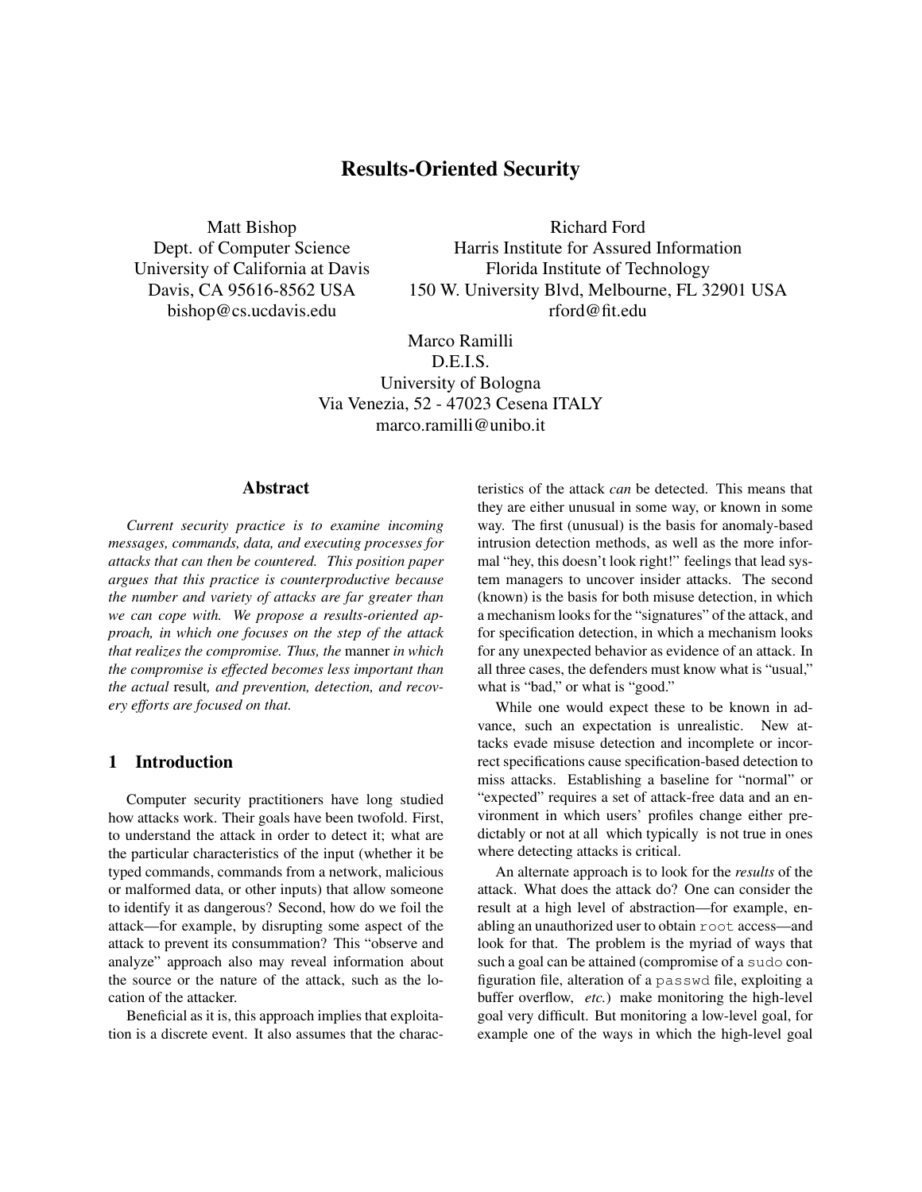# Results-Oriented Security

Matt Bishop
Dept. of Computer Science
University of California at Davis
Davis, CA 95616-8562 USA
bishop@cs.ucdavis.edu

Richard Ford
Harris Institute for Assured Information
Florida Institute of Technology
150 W. University Blvd, Melbourne, FL 32901 USA
rford@fit.edu

Marco Ramilli
D.E.I.S.
University of Bologna
Via Venezia, 52 - 47023 Cesena ITALY
marco.ramilli@unibo.it

## Abstract

*Current security practice is to examine incoming messages, commands, data, and executing processes for attacks that can then be countered. This position paper argues that this practice is counterproductive because the number and variety of attacks are far greater than we can cope with. We propose a results-oriented approach, in which one focuses on the step of the attack that realizes the compromise. Thus, the* manner *in which the compromise is effected becomes less important than the actual* result*, and prevention, detection, and recovery efforts are focused on that.*

## 1 Introduction

Computer security practitioners have long studied how attacks work. Their goals have been twofold. First, to understand the attack in order to detect it; what are the particular characteristics of the input (whether it be typed commands, commands from a network, malicious or malformed data, or other inputs) that allow someone to identify it as dangerous? Second, how do we foil the attack—for example, by disrupting some aspect of the attack to prevent its consummation? This "observe and analyze" approach also may reveal information about the source or the nature of the attack, such as the location of the attacker.

Beneficial as it is, this approach implies that exploitation is a discrete event. It also assumes that the characteristics of the attack *can* be detected. This means that they are either unusual in some way, or known in some way. The first (unusual) is the basis for anomaly-based intrusion detection methods, as well as the more informal "hey, this doesn't look right!" feelings that lead system managers to uncover insider attacks. The second (known) is the basis for both misuse detection, in which a mechanism looks for the "signatures" of the attack, and for specification detection, in which a mechanism looks for any unexpected behavior as evidence of an attack. In all three cases, the defenders must know what is "usual," what is "bad," or what is "good."

While one would expect these to be known in advance, such an expectation is unrealistic. New attacks evade misuse detection and incomplete or incorrect specifications cause specification-based detection to miss attacks. Establishing a baseline for "normal" or "expected" requires a set of attack-free data and an environment in which users' profiles change either predictably or not at all which typically is not true in ones where detecting attacks is critical.

An alternate approach is to look for the *results* of the attack. What does the attack do? One can consider the result at a high level of abstraction—for example, enabling an unauthorized user to obtain `root` access—and look for that. The problem is the myriad of ways that such a goal can be attained (compromise of a `sudo` configuration file, alteration of a `passwd` file, exploiting a buffer overflow, *etc.*) make monitoring the high-level goal very difficult. But monitoring a low-level goal, for example one of the ways in which the high-level goal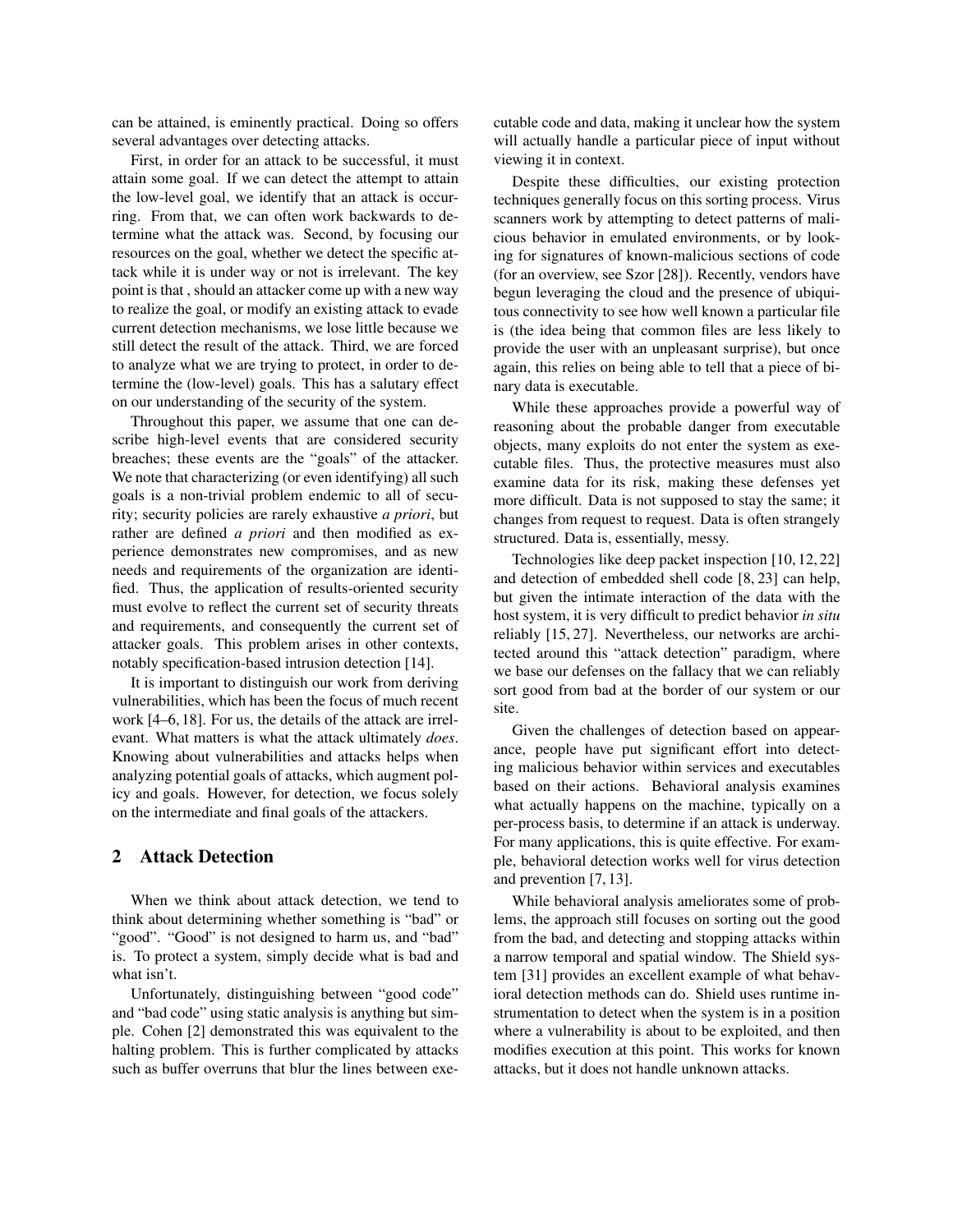can be attained, is eminently practical. Doing so offers several advantages over detecting attacks.

First, in order for an attack to be successful, it must attain some goal. If we can detect the attempt to attain the low-level goal, we identify that an attack is occurring. From that, we can often work backwards to determine what the attack was. Second, by focusing our resources on the goal, whether we detect the specific attack while it is under way or not is irrelevant. The key point is that , should an attacker come up with a new way to realize the goal, or modify an existing attack to evade current detection mechanisms, we lose little because we still detect the result of the attack. Third, we are forced to analyze what we are trying to protect, in order to determine the (low-level) goals. This has a salutary effect on our understanding of the security of the system.

Throughout this paper, we assume that one can describe high-level events that are considered security breaches; these events are the "goals" of the attacker. We note that characterizing (or even identifying) all such goals is a non-trivial problem endemic to all of security; security policies are rarely exhaustive *a priori*, but rather are defined *a priori* and then modified as experience demonstrates new compromises, and as new needs and requirements of the organization are identified. Thus, the application of results-oriented security must evolve to reflect the current set of security threats and requirements, and consequently the current set of attacker goals. This problem arises in other contexts, notably specification-based intrusion detection [14].

It is important to distinguish our work from deriving vulnerabilities, which has been the focus of much recent work [4–6, 18]. For us, the details of the attack are irrelevant. What matters is what the attack ultimately *does*. Knowing about vulnerabilities and attacks helps when analyzing potential goals of attacks, which augment policy and goals. However, for detection, we focus solely on the intermediate and final goals of the attackers.

## 2 Attack Detection

When we think about attack detection, we tend to think about determining whether something is "bad" or "good". "Good" is not designed to harm us, and "bad" is. To protect a system, simply decide what is bad and what isn't.

Unfortunately, distinguishing between "good code" and "bad code" using static analysis is anything but simple. Cohen [2] demonstrated this was equivalent to the halting problem. This is further complicated by attacks such as buffer overruns that blur the lines between executable code and data, making it unclear how the system will actually handle a particular piece of input without viewing it in context.

Despite these difficulties, our existing protection techniques generally focus on this sorting process. Virus scanners work by attempting to detect patterns of malicious behavior in emulated environments, or by looking for signatures of known-malicious sections of code (for an overview, see Szor [28]). Recently, vendors have begun leveraging the cloud and the presence of ubiquitous connectivity to see how well known a particular file is (the idea being that common files are less likely to provide the user with an unpleasant surprise), but once again, this relies on being able to tell that a piece of binary data is executable.

While these approaches provide a powerful way of reasoning about the probable danger from executable objects, many exploits do not enter the system as executable files. Thus, the protective measures must also examine data for its risk, making these defenses yet more difficult. Data is not supposed to stay the same; it changes from request to request. Data is often strangely structured. Data is, essentially, messy.

Technologies like deep packet inspection [10, 12, 22] and detection of embedded shell code [8, 23] can help, but given the intimate interaction of the data with the host system, it is very difficult to predict behavior *in situ* reliably [15, 27]. Nevertheless, our networks are architected around this "attack detection" paradigm, where we base our defenses on the fallacy that we can reliably sort good from bad at the border of our system or our site.

Given the challenges of detection based on appearance, people have put significant effort into detecting malicious behavior within services and executables based on their actions. Behavioral analysis examines what actually happens on the machine, typically on a per-process basis, to determine if an attack is underway. For many applications, this is quite effective. For example, behavioral detection works well for virus detection and prevention [7, 13].

While behavioral analysis ameliorates some of problems, the approach still focuses on sorting out the good from the bad, and detecting and stopping attacks within a narrow temporal and spatial window. The Shield system [31] provides an excellent example of what behavioral detection methods can do. Shield uses runtime instrumentation to detect when the system is in a position where a vulnerability is about to be exploited, and then modifies execution at this point. This works for known attacks, but it does not handle unknown attacks.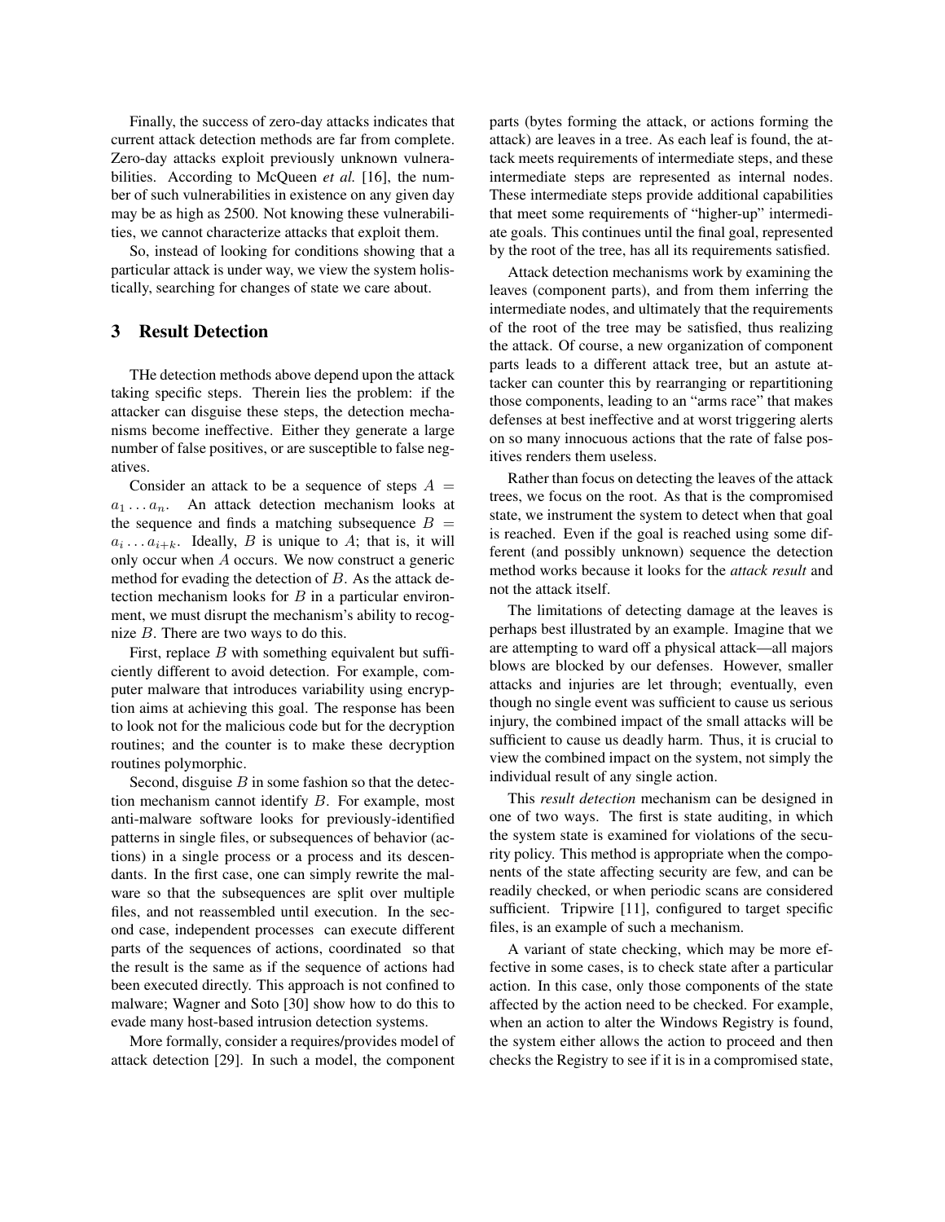Finally, the success of zero-day attacks indicates that current attack detection methods are far from complete. Zero-day attacks exploit previously unknown vulnerabilities. According to McQueen *et al.* [16], the number of such vulnerabilities in existence on any given day may be as high as 2500. Not knowing these vulnerabilities, we cannot characterize attacks that exploit them.

So, instead of looking for conditions showing that a particular attack is under way, we view the system holistically, searching for changes of state we care about.

## 3 Result Detection

THe detection methods above depend upon the attack taking specific steps. Therein lies the problem: if the attacker can disguise these steps, the detection mechanisms become ineffective. Either they generate a large number of false positives, or are susceptible to false negatives.

Consider an attack to be a sequence of steps $A = a_1 \ldots a_n$. An attack detection mechanism looks at the sequence and finds a matching subsequence $B = a_i \ldots a_{i+k}$. Ideally, $B$ is unique to $A$; that is, it will only occur when $A$ occurs. We now construct a generic method for evading the detection of $B$. As the attack detection mechanism looks for $B$ in a particular environment, we must disrupt the mechanism's ability to recognize $B$. There are two ways to do this.

First, replace $B$ with something equivalent but sufficiently different to avoid detection. For example, computer malware that introduces variability using encryption aims at achieving this goal. The response has been to look not for the malicious code but for the decryption routines; and the counter is to make these decryption routines polymorphic.

Second, disguise $B$ in some fashion so that the detection mechanism cannot identify $B$. For example, most anti-malware software looks for previously-identified patterns in single files, or subsequences of behavior (actions) in a single process or a process and its descendants. In the first case, one can simply rewrite the malware so that the subsequences are split over multiple files, and not reassembled until execution. In the second case, independent processes can execute different parts of the sequences of actions, coordinated so that the result is the same as if the sequence of actions had been executed directly. This approach is not confined to malware; Wagner and Soto [30] show how to do this to evade many host-based intrusion detection systems.

More formally, consider a requires/provides model of attack detection [29]. In such a model, the component parts (bytes forming the attack, or actions forming the attack) are leaves in a tree. As each leaf is found, the attack meets requirements of intermediate steps, and these intermediate steps are represented as internal nodes. These intermediate steps provide additional capabilities that meet some requirements of "higher-up" intermediate goals. This continues until the final goal, represented by the root of the tree, has all its requirements satisfied.

Attack detection mechanisms work by examining the leaves (component parts), and from them inferring the intermediate nodes, and ultimately that the requirements of the root of the tree may be satisfied, thus realizing the attack. Of course, a new organization of component parts leads to a different attack tree, but an astute attacker can counter this by rearranging or repartitioning those components, leading to an "arms race" that makes defenses at best ineffective and at worst triggering alerts on so many innocuous actions that the rate of false positives renders them useless.

Rather than focus on detecting the leaves of the attack trees, we focus on the root. As that is the compromised state, we instrument the system to detect when that goal is reached. Even if the goal is reached using some different (and possibly unknown) sequence the detection method works because it looks for the *attack result* and not the attack itself.

The limitations of detecting damage at the leaves is perhaps best illustrated by an example. Imagine that we are attempting to ward off a physical attack—all majors blows are blocked by our defenses. However, smaller attacks and injuries are let through; eventually, even though no single event was sufficient to cause us serious injury, the combined impact of the small attacks will be sufficient to cause us deadly harm. Thus, it is crucial to view the combined impact on the system, not simply the individual result of any single action.

This *result detection* mechanism can be designed in one of two ways. The first is state auditing, in which the system state is examined for violations of the security policy. This method is appropriate when the components of the state affecting security are few, and can be readily checked, or when periodic scans are considered sufficient. Tripwire [11], configured to target specific files, is an example of such a mechanism.

A variant of state checking, which may be more effective in some cases, is to check state after a particular action. In this case, only those components of the state affected by the action need to be checked. For example, when an action to alter the Windows Registry is found, the system either allows the action to proceed and then checks the Registry to see if it is in a compromised state,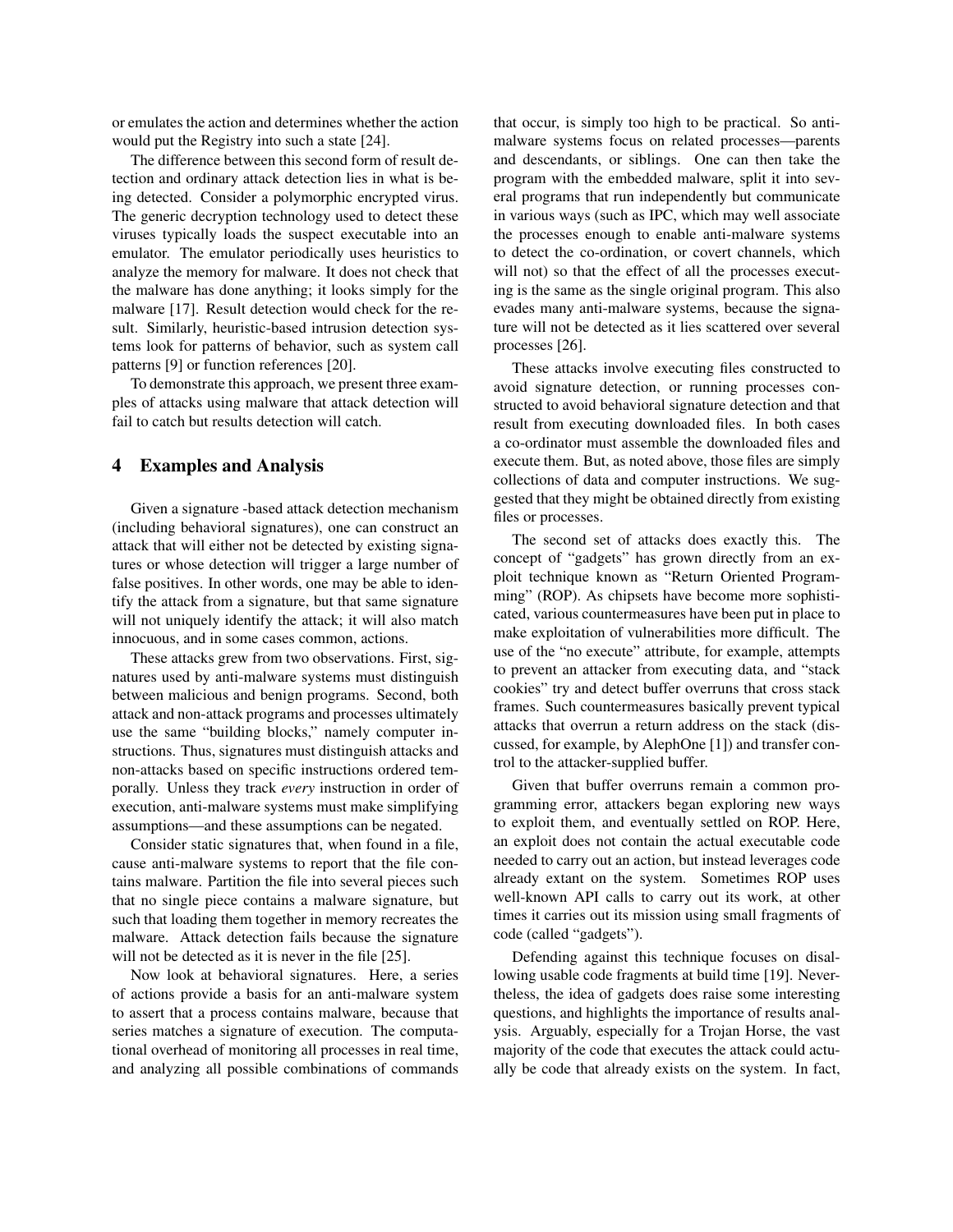or emulates the action and determines whether the action would put the Registry into such a state [24].

The difference between this second form of result detection and ordinary attack detection lies in what is being detected. Consider a polymorphic encrypted virus. The generic decryption technology used to detect these viruses typically loads the suspect executable into an emulator. The emulator periodically uses heuristics to analyze the memory for malware. It does not check that the malware has done anything; it looks simply for the malware [17]. Result detection would check for the result. Similarly, heuristic-based intrusion detection systems look for patterns of behavior, such as system call patterns [9] or function references [20].

To demonstrate this approach, we present three examples of attacks using malware that attack detection will fail to catch but results detection will catch.

## 4 Examples and Analysis

Given a signature -based attack detection mechanism (including behavioral signatures), one can construct an attack that will either not be detected by existing signatures or whose detection will trigger a large number of false positives. In other words, one may be able to identify the attack from a signature, but that same signature will not uniquely identify the attack; it will also match innocuous, and in some cases common, actions.

These attacks grew from two observations. First, signatures used by anti-malware systems must distinguish between malicious and benign programs. Second, both attack and non-attack programs and processes ultimately use the same "building blocks," namely computer instructions. Thus, signatures must distinguish attacks and non-attacks based on specific instructions ordered temporally. Unless they track *every* instruction in order of execution, anti-malware systems must make simplifying assumptions—and these assumptions can be negated.

Consider static signatures that, when found in a file, cause anti-malware systems to report that the file contains malware. Partition the file into several pieces such that no single piece contains a malware signature, but such that loading them together in memory recreates the malware. Attack detection fails because the signature will not be detected as it is never in the file [25].

Now look at behavioral signatures. Here, a series of actions provide a basis for an anti-malware system to assert that a process contains malware, because that series matches a signature of execution. The computational overhead of monitoring all processes in real time, and analyzing all possible combinations of commands that occur, is simply too high to be practical. So anti-malware systems focus on related processes—parents and descendants, or siblings. One can then take the program with the embedded malware, split it into several programs that run independently but communicate in various ways (such as IPC, which may well associate the processes enough to enable anti-malware systems to detect the co-ordination, or covert channels, which will not) so that the effect of all the processes executing is the same as the single original program. This also evades many anti-malware systems, because the signature will not be detected as it lies scattered over several processes [26].

These attacks involve executing files constructed to avoid signature detection, or running processes constructed to avoid behavioral signature detection and that result from executing downloaded files. In both cases a co-ordinator must assemble the downloaded files and execute them. But, as noted above, those files are simply collections of data and computer instructions. We suggested that they might be obtained directly from existing files or processes.

The second set of attacks does exactly this. The concept of "gadgets" has grown directly from an exploit technique known as "Return Oriented Programming" (ROP). As chipsets have become more sophisticated, various countermeasures have been put in place to make exploitation of vulnerabilities more difficult. The use of the "no execute" attribute, for example, attempts to prevent an attacker from executing data, and "stack cookies" try and detect buffer overruns that cross stack frames. Such countermeasures basically prevent typical attacks that overrun a return address on the stack (discussed, for example, by AlephOne [1]) and transfer control to the attacker-supplied buffer.

Given that buffer overruns remain a common programming error, attackers began exploring new ways to exploit them, and eventually settled on ROP. Here, an exploit does not contain the actual executable code needed to carry out an action, but instead leverages code already extant on the system. Sometimes ROP uses well-known API calls to carry out its work, at other times it carries out its mission using small fragments of code (called "gadgets").

Defending against this technique focuses on disallowing usable code fragments at build time [19]. Nevertheless, the idea of gadgets does raise some interesting questions, and highlights the importance of results analysis. Arguably, especially for a Trojan Horse, the vast majority of the code that executes the attack could actually be code that already exists on the system. In fact,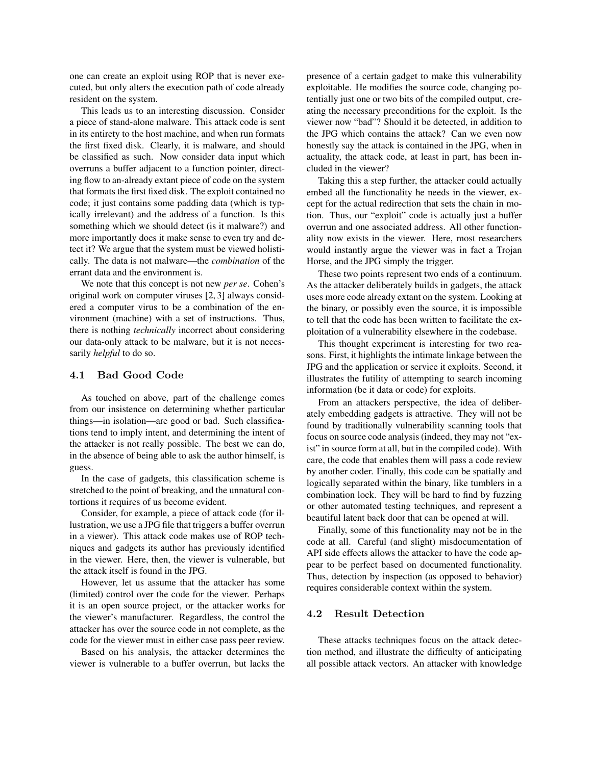one can create an exploit using ROP that is never executed, but only alters the execution path of code already resident on the system.

This leads us to an interesting discussion. Consider a piece of stand-alone malware. This attack code is sent in its entirety to the host machine, and when run formats the first fixed disk. Clearly, it is malware, and should be classified as such. Now consider data input which overruns a buffer adjacent to a function pointer, directing flow to an-already extant piece of code on the system that formats the first fixed disk. The exploit contained no code; it just contains some padding data (which is typically irrelevant) and the address of a function. Is this something which we should detect (is it malware?) and more importantly does it make sense to even try and detect it? We argue that the system must be viewed holistically. The data is not malware—the *combination* of the errant data and the environment is.

We note that this concept is not new *per se*. Cohen's original work on computer viruses [2, 3] always considered a computer virus to be a combination of the environment (machine) with a set of instructions. Thus, there is nothing *technically* incorrect about considering our data-only attack to be malware, but it is not necessarily *helpful* to do so.

### 4.1 Bad Good Code

As touched on above, part of the challenge comes from our insistence on determining whether particular things—in isolation—are good or bad. Such classifications tend to imply intent, and determining the intent of the attacker is not really possible. The best we can do, in the absence of being able to ask the author himself, is guess.

In the case of gadgets, this classification scheme is stretched to the point of breaking, and the unnatural contortions it requires of us become evident.

Consider, for example, a piece of attack code (for illustration, we use a JPG file that triggers a buffer overrun in a viewer). This attack code makes use of ROP techniques and gadgets its author has previously identified in the viewer. Here, then, the viewer is vulnerable, but the attack itself is found in the JPG.

However, let us assume that the attacker has some (limited) control over the code for the viewer. Perhaps it is an open source project, or the attacker works for the viewer's manufacturer. Regardless, the control the attacker has over the source code in not complete, as the code for the viewer must in either case pass peer review.

Based on his analysis, the attacker determines the viewer is vulnerable to a buffer overrun, but lacks the presence of a certain gadget to make this vulnerability exploitable. He modifies the source code, changing potentially just one or two bits of the compiled output, creating the necessary preconditions for the exploit. Is the viewer now "bad"? Should it be detected, in addition to the JPG which contains the attack? Can we even now honestly say the attack is contained in the JPG, when in actuality, the attack code, at least in part, has been included in the viewer?

Taking this a step further, the attacker could actually embed all the functionality he needs in the viewer, except for the actual redirection that sets the chain in motion. Thus, our "exploit" code is actually just a buffer overrun and one associated address. All other functionality now exists in the viewer. Here, most researchers would instantly argue the viewer was in fact a Trojan Horse, and the JPG simply the trigger.

These two points represent two ends of a continuum. As the attacker deliberately builds in gadgets, the attack uses more code already extant on the system. Looking at the binary, or possibly even the source, it is impossible to tell that the code has been written to facilitate the exploitation of a vulnerability elsewhere in the codebase.

This thought experiment is interesting for two reasons. First, it highlights the intimate linkage between the JPG and the application or service it exploits. Second, it illustrates the futility of attempting to search incoming information (be it data or code) for exploits.

From an attackers perspective, the idea of deliberately embedding gadgets is attractive. They will not be found by traditionally vulnerability scanning tools that focus on source code analysis (indeed, they may not "exist" in source form at all, but in the compiled code). With care, the code that enables them will pass a code review by another coder. Finally, this code can be spatially and logically separated within the binary, like tumblers in a combination lock. They will be hard to find by fuzzing or other automated testing techniques, and represent a beautiful latent back door that can be opened at will.

Finally, some of this functionality may not be in the code at all. Careful (and slight) misdocumentation of API side effects allows the attacker to have the code appear to be perfect based on documented functionality. Thus, detection by inspection (as opposed to behavior) requires considerable context within the system.

### 4.2 Result Detection

These attacks techniques focus on the attack detection method, and illustrate the difficulty of anticipating all possible attack vectors. An attacker with knowledge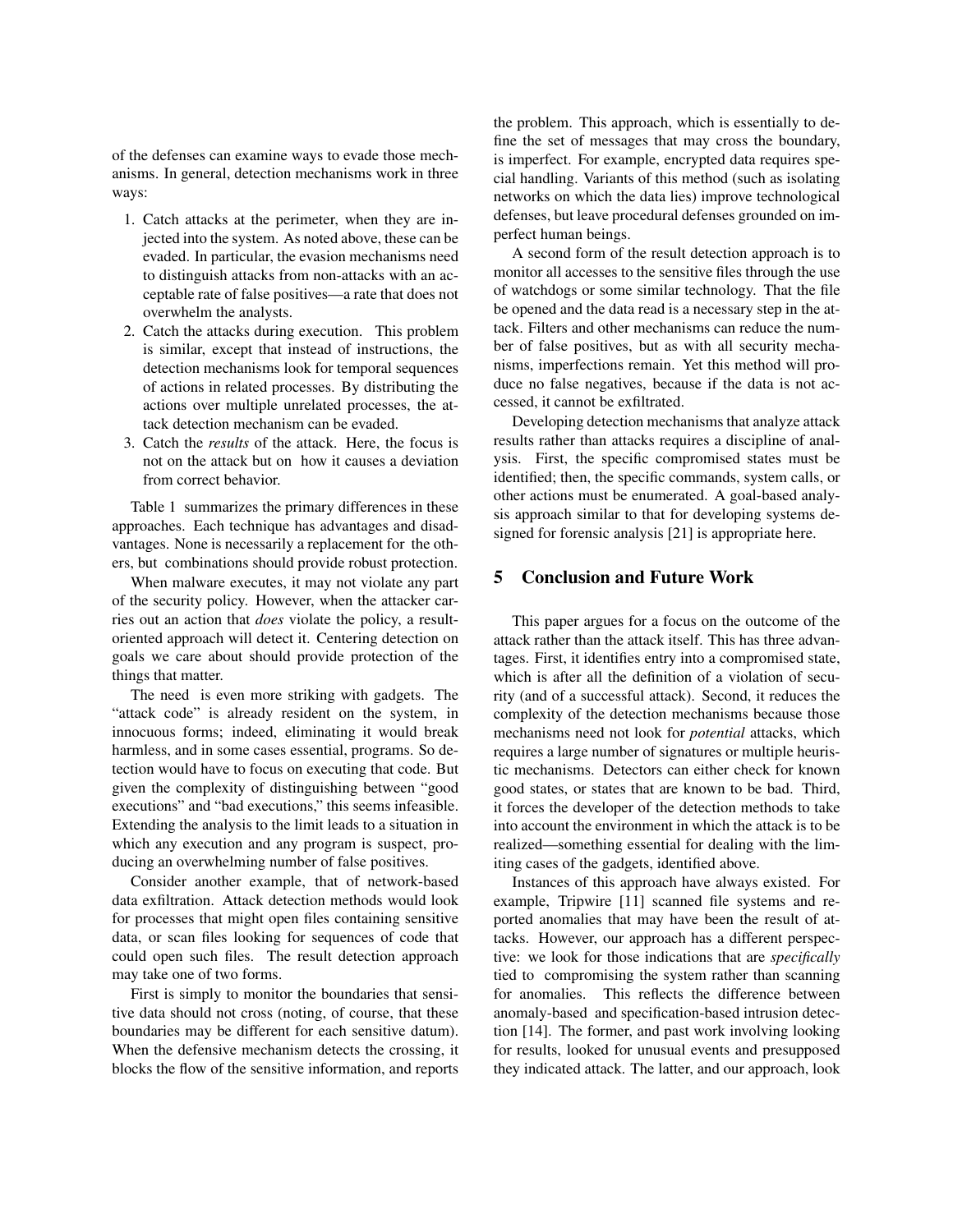of the defenses can examine ways to evade those mechanisms. In general, detection mechanisms work in three ways:

1. Catch attacks at the perimeter, when they are injected into the system. As noted above, these can be evaded. In particular, the evasion mechanisms need to distinguish attacks from non-attacks with an acceptable rate of false positives—a rate that does not overwhelm the analysts.
2. Catch the attacks during execution. This problem is similar, except that instead of instructions, the detection mechanisms look for temporal sequences of actions in related processes. By distributing the actions over multiple unrelated processes, the attack detection mechanism can be evaded.
3. Catch the *results* of the attack. Here, the focus is not on the attack but on how it causes a deviation from correct behavior.

Table 1 summarizes the primary differences in these approaches. Each technique has advantages and disadvantages. None is necessarily a replacement for the others, but combinations should provide robust protection.

When malware executes, it may not violate any part of the security policy. However, when the attacker carries out an action that *does* violate the policy, a result-oriented approach will detect it. Centering detection on goals we care about should provide protection of the things that matter.

The need is even more striking with gadgets. The "attack code" is already resident on the system, in innocuous forms; indeed, eliminating it would break harmless, and in some cases essential, programs. So detection would have to focus on executing that code. But given the complexity of distinguishing between "good executions" and "bad executions," this seems infeasible. Extending the analysis to the limit leads to a situation in which any execution and any program is suspect, producing an overwhelming number of false positives.

Consider another example, that of network-based data exfiltration. Attack detection methods would look for processes that might open files containing sensitive data, or scan files looking for sequences of code that could open such files. The result detection approach may take one of two forms.

First is simply to monitor the boundaries that sensitive data should not cross (noting, of course, that these boundaries may be different for each sensitive datum). When the defensive mechanism detects the crossing, it blocks the flow of the sensitive information, and reports the problem. This approach, which is essentially to define the set of messages that may cross the boundary, is imperfect. For example, encrypted data requires special handling. Variants of this method (such as isolating networks on which the data lies) improve technological defenses, but leave procedural defenses grounded on imperfect human beings.

A second form of the result detection approach is to monitor all accesses to the sensitive files through the use of watchdogs or some similar technology. That the file be opened and the data read is a necessary step in the attack. Filters and other mechanisms can reduce the number of false positives, but as with all security mechanisms, imperfections remain. Yet this method will produce no false negatives, because if the data is not accessed, it cannot be exfiltrated.

Developing detection mechanisms that analyze attack results rather than attacks requires a discipline of analysis. First, the specific compromised states must be identified; then, the specific commands, system calls, or other actions must be enumerated. A goal-based analysis approach similar to that for developing systems designed for forensic analysis [21] is appropriate here.

## 5 Conclusion and Future Work

This paper argues for a focus on the outcome of the attack rather than the attack itself. This has three advantages. First, it identifies entry into a compromised state, which is after all the definition of a violation of security (and of a successful attack). Second, it reduces the complexity of the detection mechanisms because those mechanisms need not look for *potential* attacks, which requires a large number of signatures or multiple heuristic mechanisms. Detectors can either check for known good states, or states that are known to be bad. Third, it forces the developer of the detection methods to take into account the environment in which the attack is to be realized—something essential for dealing with the limiting cases of the gadgets, identified above.

Instances of this approach have always existed. For example, Tripwire [11] scanned file systems and reported anomalies that may have been the result of attacks. However, our approach has a different perspective: we look for those indications that are *specifically* tied to compromising the system rather than scanning for anomalies. This reflects the difference between anomaly-based and specification-based intrusion detection [14]. The former, and past work involving looking for results, looked for unusual events and presupposed they indicated attack. The latter, and our approach, look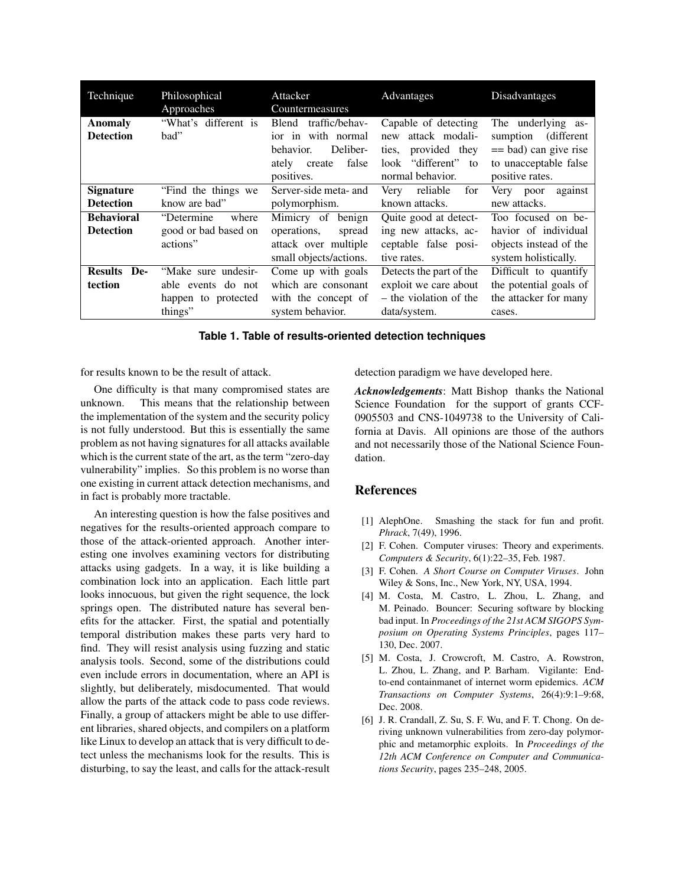| Technique | Philosophical Approaches | Attacker Countermeasures | Advantages | Disadvantages |
|---|---|---|---|---|
| **Anomaly Detection** | "What's different is bad" | Blend traffic/behavior in with normal behavior. Deliberately create false positives. | Capable of detecting new attack modalities, provided they look "different" to normal behavior. | The underlying assumption (different == bad) can give rise to unacceptable false positive rates. |
| **Signature Detection** | "Find the things we know are bad" | Server-side meta- and polymorphism. | Very reliable for known attacks. | Very poor against new attacks. |
| **Behavioral Detection** | "Determine where good or bad based on actions" | Mimicry of benign operations, spread attack over multiple small objects/actions. | Quite good at detecting new attacks, acceptable false positive rates. | Too focused on behavior of individual objects instead of the system holistically. |
| **Results Detection** | "Make sure undesirable events do not happen to protected things" | Come up with goals which are consonant with the concept of system behavior. | Detects the part of the exploit we care about – the violation of the data/system. | Difficult to quantify the potential goals of the attacker for many cases. |

**Table 1. Table of results-oriented detection techniques**

for results known to be the result of attack.

One difficulty is that many compromised states are unknown. This means that the relationship between the implementation of the system and the security policy is not fully understood. But this is essentially the same problem as not having signatures for all attacks available which is the current state of the art, as the term "zero-day vulnerability" implies. So this problem is no worse than one existing in current attack detection mechanisms, and in fact is probably more tractable.

An interesting question is how the false positives and negatives for the results-oriented approach compare to those of the attack-oriented approach. Another interesting one involves examining vectors for distributing attacks using gadgets. In a way, it is like building a combination lock into an application. Each little part looks innocuous, but given the right sequence, the lock springs open. The distributed nature has several benefits for the attacker. First, the spatial and potentially temporal distribution makes these parts very hard to find. They will resist analysis using fuzzing and static analysis tools. Second, some of the distributions could even include errors in documentation, where an API is slightly, but deliberately, misdocumented. That would allow the parts of the attack code to pass code reviews. Finally, a group of attackers might be able to use different libraries, shared objects, and compilers on a platform like Linux to develop an attack that is very difficult to detect unless the mechanisms look for the results. This is disturbing, to say the least, and calls for the attack-result detection paradigm we have developed here.

***Acknowledgements***: Matt Bishop thanks the National Science Foundation for the support of grants CCF-0905503 and CNS-1049738 to the University of California at Davis. All opinions are those of the authors and not necessarily those of the National Science Foundation.

## References

[1] AlephOne. Smashing the stack for fun and profit. *Phrack*, 7(49), 1996.

[2] F. Cohen. Computer viruses: Theory and experiments. *Computers & Security*, 6(1):22–35, Feb. 1987.

[3] F. Cohen. *A Short Course on Computer Viruses*. John Wiley & Sons, Inc., New York, NY, USA, 1994.

[4] M. Costa, M. Castro, L. Zhou, L. Zhang, and M. Peinado. Bouncer: Securing software by blocking bad input. In *Proceedings of the 21st ACM SIGOPS Symposium on Operating Systems Principles*, pages 117–130, Dec. 2007.

[5] M. Costa, J. Crowcroft, M. Castro, A. Rowstron, L. Zhou, L. Zhang, and P. Barham. Vigilante: End-to-end containmanet of internet worm epidemics. *ACM Transactions on Computer Systems*, 26(4):9:1–9:68, Dec. 2008.

[6] J. R. Crandall, Z. Su, S. F. Wu, and F. T. Chong. On deriving unknown vulnerabilities from zero-day polymorphic and metamorphic exploits. In *Proceedings of the 12th ACM Conference on Computer and Communications Security*, pages 235–248, 2005.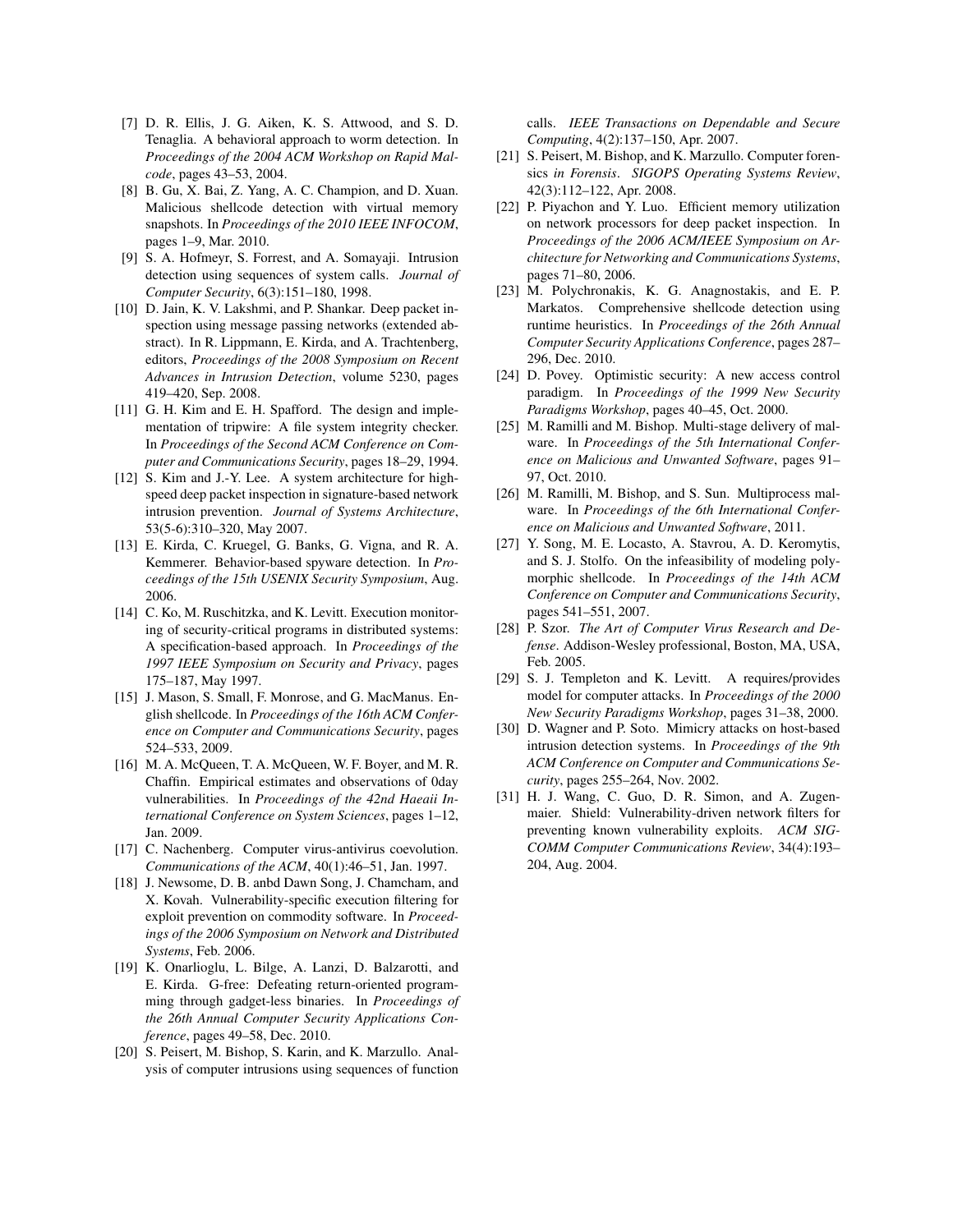[7] D. R. Ellis, J. G. Aiken, K. S. Attwood, and S. D. Tenaglia. A behavioral approach to worm detection. In *Proceedings of the 2004 ACM Workshop on Rapid Malcode*, pages 43–53, 2004.

[8] B. Gu, X. Bai, Z. Yang, A. C. Champion, and D. Xuan. Malicious shellcode detection with virtual memory snapshots. In *Proceedings of the 2010 IEEE INFOCOM*, pages 1–9, Mar. 2010.

[9] S. A. Hofmeyr, S. Forrest, and A. Somayaji. Intrusion detection using sequences of system calls. *Journal of Computer Security*, 6(3):151–180, 1998.

[10] D. Jain, K. V. Lakshmi, and P. Shankar. Deep packet inspection using message passing networks (extended abstract). In R. Lippmann, E. Kirda, and A. Trachtenberg, editors, *Proceedings of the 2008 Symposium on Recent Advances in Intrusion Detection*, volume 5230, pages 419–420, Sep. 2008.

[11] G. H. Kim and E. H. Spafford. The design and implementation of tripwire: A file system integrity checker. In *Proceedings of the Second ACM Conference on Computer and Communications Security*, pages 18–29, 1994.

[12] S. Kim and J.-Y. Lee. A system architecture for high-speed deep packet inspection in signature-based network intrusion prevention. *Journal of Systems Architecture*, 53(5-6):310–320, May 2007.

[13] E. Kirda, C. Kruegel, G. Banks, G. Vigna, and R. A. Kemmerer. Behavior-based spyware detection. In *Proceedings of the 15th USENIX Security Symposium*, Aug. 2006.

[14] C. Ko, M. Ruschitzka, and K. Levitt. Execution monitoring of security-critical programs in distributed systems: A specification-based approach. In *Proceedings of the 1997 IEEE Symposium on Security and Privacy*, pages 175–187, May 1997.

[15] J. Mason, S. Small, F. Monrose, and G. MacManus. English shellcode. In *Proceedings of the 16th ACM Conference on Computer and Communications Security*, pages 524–533, 2009.

[16] M. A. McQueen, T. A. McQueen, W. F. Boyer, and M. R. Chaffin. Empirical estimates and observations of 0day vulnerabilities. In *Proceedings of the 42nd Haeaii International Conference on System Sciences*, pages 1–12, Jan. 2009.

[17] C. Nachenberg. Computer virus-antivirus coevolution. *Communications of the ACM*, 40(1):46–51, Jan. 1997.

[18] J. Newsome, D. B. anbd Dawn Song, J. Chamcham, and X. Kovah. Vulnerability-specific execution filtering for exploit prevention on commodity software. In *Proceedings of the 2006 Symposium on Network and Distributed Systems*, Feb. 2006.

[19] K. Onarlioglu, L. Bilge, A. Lanzi, D. Balzarotti, and E. Kirda. G-free: Defeating return-oriented programming through gadget-less binaries. In *Proceedings of the 26th Annual Computer Security Applications Conference*, pages 49–58, Dec. 2010.

[20] S. Peisert, M. Bishop, S. Karin, and K. Marzullo. Analysis of computer intrusions using sequences of function calls. *IEEE Transactions on Dependable and Secure Computing*, 4(2):137–150, Apr. 2007.

[21] S. Peisert, M. Bishop, and K. Marzullo. Computer forensics *in Forensis*. *SIGOPS Operating Systems Review*, 42(3):112–122, Apr. 2008.

[22] P. Piyachon and Y. Luo. Efficient memory utilization on network processors for deep packet inspection. In *Proceedings of the 2006 ACM/IEEE Symposium on Architecture for Networking and Communications Systems*, pages 71–80, 2006.

[23] M. Polychronakis, K. G. Anagnostakis, and E. P. Markatos. Comprehensive shellcode detection using runtime heuristics. In *Proceedings of the 26th Annual Computer Security Applications Conference*, pages 287–296, Dec. 2010.

[24] D. Povey. Optimistic security: A new access control paradigm. In *Proceedings of the 1999 New Security Paradigms Workshop*, pages 40–45, Oct. 2000.

[25] M. Ramilli and M. Bishop. Multi-stage delivery of malware. In *Proceedings of the 5th International Conference on Malicious and Unwanted Software*, pages 91–97, Oct. 2010.

[26] M. Ramilli, M. Bishop, and S. Sun. Multiprocess malware. In *Proceedings of the 6th International Conference on Malicious and Unwanted Software*, 2011.

[27] Y. Song, M. E. Locasto, A. Stavrou, A. D. Keromytis, and S. J. Stolfo. On the infeasibility of modeling polymorphic shellcode. In *Proceedings of the 14th ACM Conference on Computer and Communications Security*, pages 541–551, 2007.

[28] P. Szor. *The Art of Computer Virus Research and Defense*. Addison-Wesley professional, Boston, MA, USA, Feb. 2005.

[29] S. J. Templeton and K. Levitt. A requires/provides model for computer attacks. In *Proceedings of the 2000 New Security Paradigms Workshop*, pages 31–38, 2000.

[30] D. Wagner and P. Soto. Mimicry attacks on host-based intrusion detection systems. In *Proceedings of the 9th ACM Conference on Computer and Communications Security*, pages 255–264, Nov. 2002.

[31] H. J. Wang, C. Guo, D. R. Simon, and A. Zugenmaier. Shield: Vulnerability-driven network filters for preventing known vulnerability exploits. *ACM SIGCOMM Computer Communications Review*, 34(4):193–204, Aug. 2004.